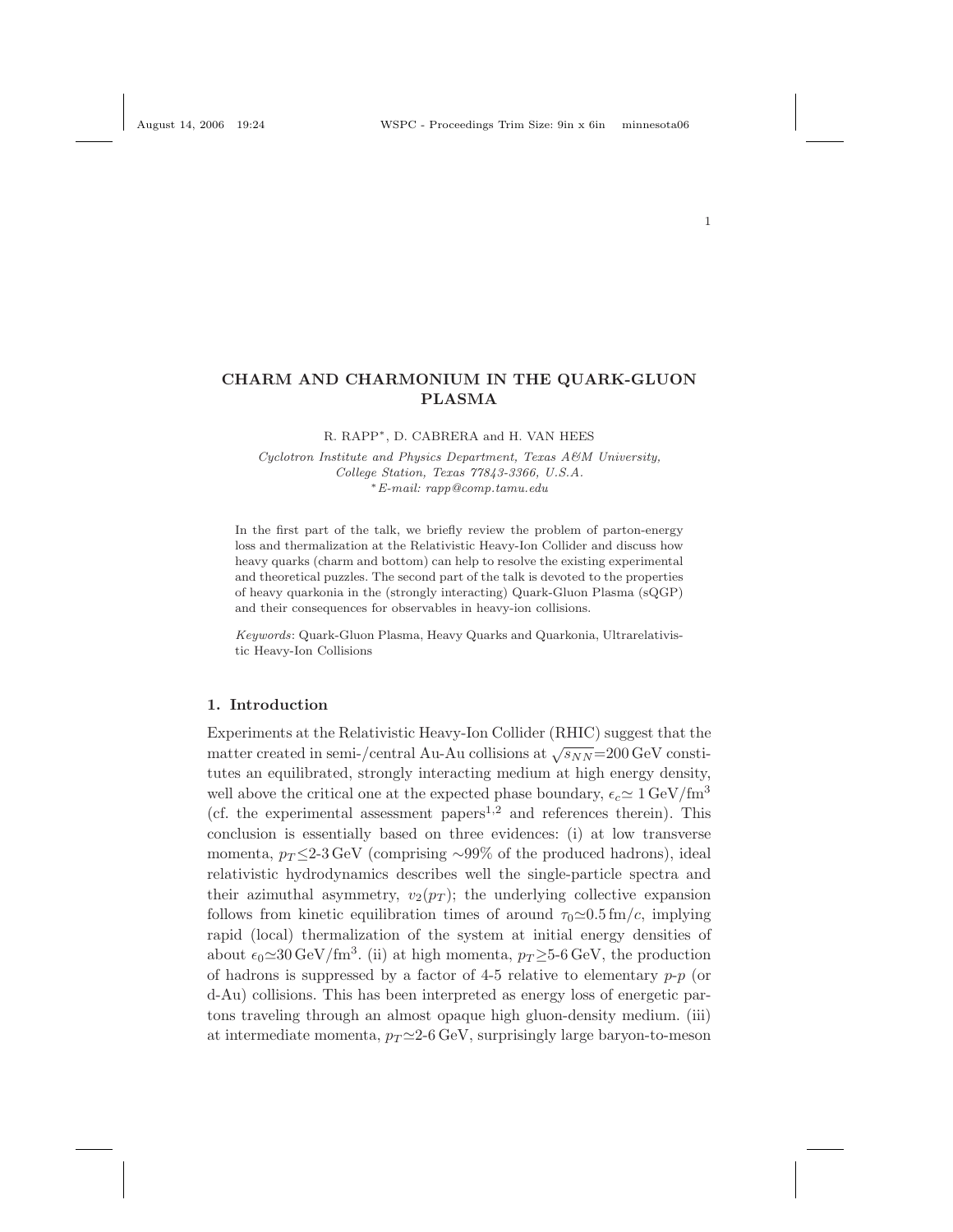# CHARM AND CHARMONIUM IN THE QUARK-GLUON PLASMA

R. RAPP*, D. CABRERA and H. VAN HEES

*Cyclotron Institute and Physics Department, Texas A&M University, College Station, Texas 77843-3366, U.S.A.*
*\*E-mail: rapp@comp.tamu.edu*

In the first part of the talk, we briefly review the problem of parton-energy loss and thermalization at the Relativistic Heavy-Ion Collider and discuss how heavy quarks (charm and bottom) can help to resolve the existing experimental and theoretical puzzles. The second part of the talk is devoted to the properties of heavy quarkonia in the (strongly interacting) Quark-Gluon Plasma (sQGP) and their consequences for observables in heavy-ion collisions.

*Keywords*: Quark-Gluon Plasma, Heavy Quarks and Quarkonia, Ultrarelativistic Heavy-Ion Collisions

## 1. Introduction

Experiments at the Relativistic Heavy-Ion Collider (RHIC) suggest that the matter created in semi-/central Au-Au collisions at $\sqrt{s_{NN}}$=200 GeV constitutes an equilibrated, strongly interacting medium at high energy density, well above the critical one at the expected phase boundary, $\epsilon_c \simeq 1\,\text{GeV/fm}^3$ (cf. the experimental assessment papers[1,2] and references therein). This conclusion is essentially based on three evidences: (i) at low transverse momenta, $p_T \lesssim$2-3 GeV (comprising ~99% of the produced hadrons), ideal relativistic hydrodynamics describes well the single-particle spectra and their azimuthal asymmetry, $v_2(p_T)$; the underlying collective expansion follows from kinetic equilibration times of around $\tau_0 \simeq 0.5\,\text{fm}/c$, implying rapid (local) thermalization of the system at initial energy densities of about $\epsilon_0 \simeq 30\,\text{GeV/fm}^3$. (ii) at high momenta, $p_T \gtrsim$5-6 GeV, the production of hadrons is suppressed by a factor of 4-5 relative to elementary *p-p* (or d-Au) collisions. This has been interpreted as energy loss of energetic partons traveling through an almost opaque high gluon-density medium. (iii) at intermediate momenta, $p_T \simeq$2-6 GeV, surprisingly large baryon-to-meson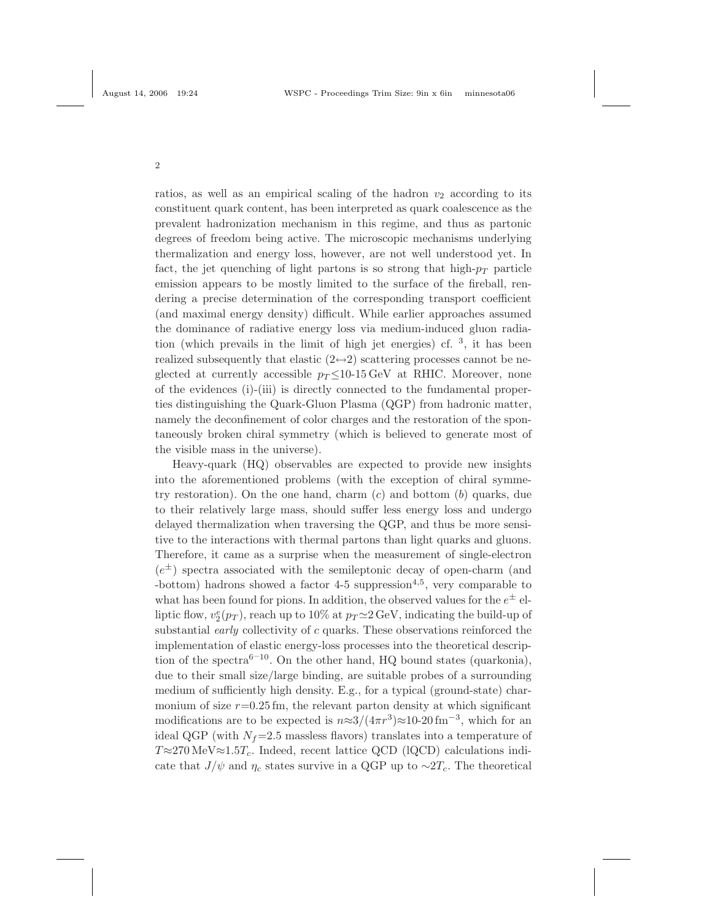ratios, as well as an empirical scaling of the hadron $v_2$ according to its constituent quark content, has been interpreted as quark coalescence as the prevalent hadronization mechanism in this regime, and thus as partonic degrees of freedom being active. The microscopic mechanisms underlying thermalization and energy loss, however, are not well understood yet. In fact, the jet quenching of light partons is so strong that high-$p_T$ particle emission appears to be mostly limited to the surface of the fireball, rendering a precise determination of the corresponding transport coefficient (and maximal energy density) difficult. While earlier approaches assumed the dominance of radiative energy loss via medium-induced gluon radiation (which prevails in the limit of high jet energies) cf. [3], it has been realized subsequently that elastic ($2\leftrightarrow 2$) scattering processes cannot be neglected at currently accessible $p_T \lesssim$10-15 GeV at RHIC. Moreover, none of the evidences (i)-(iii) is directly connected to the fundamental properties distinguishing the Quark-Gluon Plasma (QGP) from hadronic matter, namely the deconfinement of color charges and the restoration of the spontaneously broken chiral symmetry (which is believed to generate most of the visible mass in the universe).

Heavy-quark (HQ) observables are expected to provide new insights into the aforementioned problems (with the exception of chiral symmetry restoration). On the one hand, charm ($c$) and bottom ($b$) quarks, due to their relatively large mass, should suffer less energy loss and undergo delayed thermalization when traversing the QGP, and thus be more sensitive to the interactions with thermal partons than light quarks and gluons. Therefore, it came as a surprise when the measurement of single-electron ($e^{\pm}$) spectra associated with the semileptonic decay of open-charm (and -bottom) hadrons showed a factor 4-5 suppression[4,5], very comparable to what has been found for pions. In addition, the observed values for the $e^{\pm}$ elliptic flow, $v_2^e(p_T)$, reach up to 10% at $p_T \simeq 2$ GeV, indicating the build-up of substantial *early* collectivity of $c$ quarks. These observations reinforced the implementation of elastic energy-loss processes into the theoretical description of the spectra[6−10]. On the other hand, HQ bound states (quarkonia), due to their small size/large binding, are suitable probes of a surrounding medium of sufficiently high density. E.g., for a typical (ground-state) charmonium of size $r$=0.25 fm, the relevant parton density at which significant modifications are to be expected is $n \approx 3/(4\pi r^3) \approx$10-20 fm$^{-3}$, which for an ideal QGP (with $N_f$=2.5 massless flavors) translates into a temperature of $T \approx 270$ MeV$\approx 1.5 T_c$. Indeed, recent lattice QCD (lQCD) calculations indicate that $J/\psi$ and $\eta_c$ states survive in a QGP up to $\sim 2T_c$. The theoretical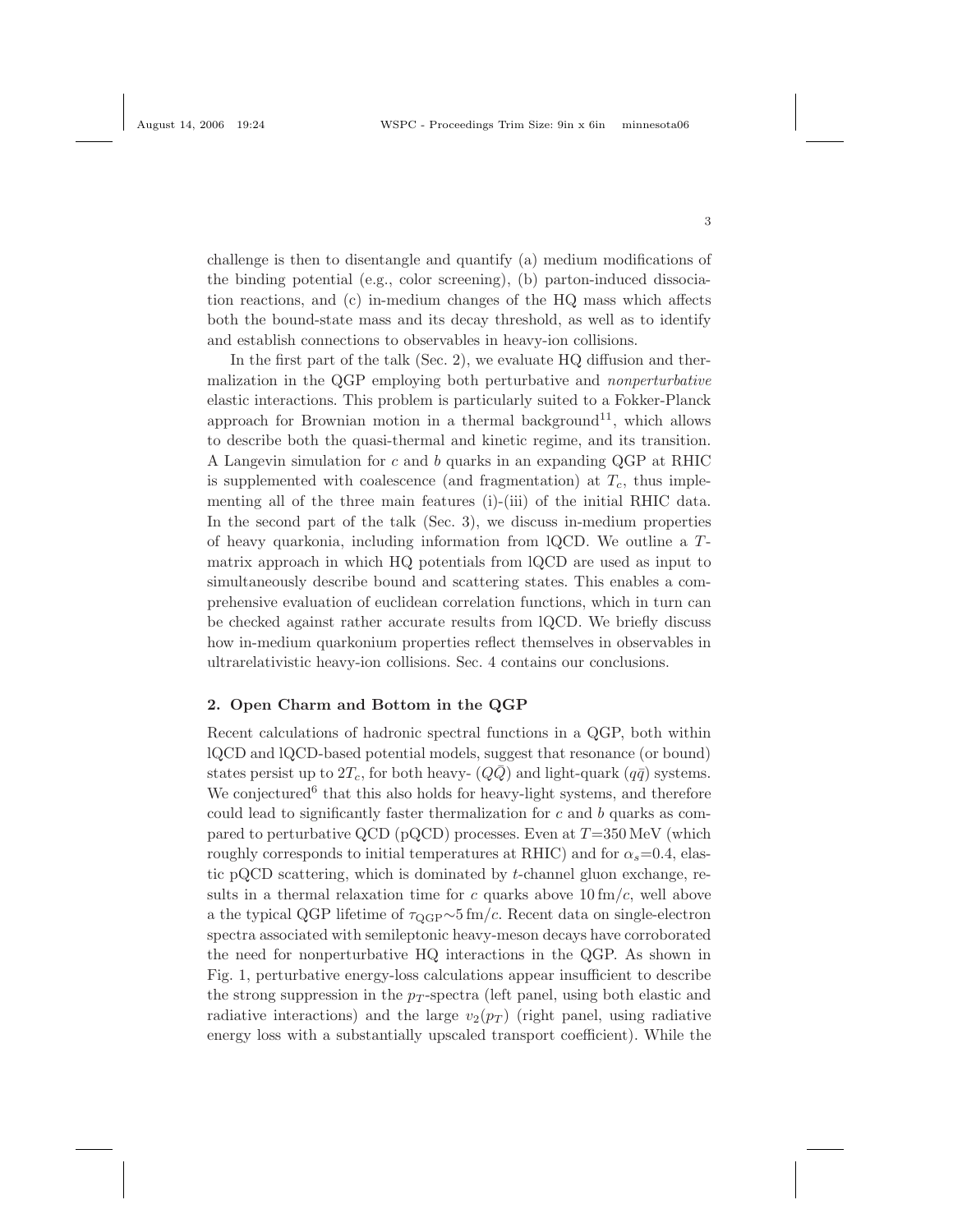challenge is then to disentangle and quantify (a) medium modifications of the binding potential (e.g., color screening), (b) parton-induced dissociation reactions, and (c) in-medium changes of the HQ mass which affects both the bound-state mass and its decay threshold, as well as to identify and establish connections to observables in heavy-ion collisions.

In the first part of the talk (Sec. 2), we evaluate HQ diffusion and thermalization in the QGP employing both perturbative and *nonperturbative* elastic interactions. This problem is particularly suited to a Fokker-Planck approach for Brownian motion in a thermal background[11], which allows to describe both the quasi-thermal and kinetic regime, and its transition. A Langevin simulation for $c$ and $b$ quarks in an expanding QGP at RHIC is supplemented with coalescence (and fragmentation) at $T_c$, thus implementing all of the three main features (i)-(iii) of the initial RHIC data. In the second part of the talk (Sec. 3), we discuss in-medium properties of heavy quarkonia, including information from lQCD. We outline a $T$-matrix approach in which HQ potentials from lQCD are used as input to simultaneously describe bound and scattering states. This enables a comprehensive evaluation of euclidean correlation functions, which in turn can be checked against rather accurate results from lQCD. We briefly discuss how in-medium quarkonium properties reflect themselves in observables in ultrarelativistic heavy-ion collisions. Sec. 4 contains our conclusions.

## 2. Open Charm and Bottom in the QGP

Recent calculations of hadronic spectral functions in a QGP, both within lQCD and lQCD-based potential models, suggest that resonance (or bound) states persist up to $2T_c$, for both heavy- ($Q\bar{Q}$) and light-quark ($q\bar{q}$) systems. We conjectured[6] that this also holds for heavy-light systems, and therefore could lead to significantly faster thermalization for $c$ and $b$ quarks as compared to perturbative QCD (pQCD) processes. Even at $T$=350 MeV (which roughly corresponds to initial temperatures at RHIC) and for $\alpha_s$=0.4, elastic pQCD scattering, which is dominated by $t$-channel gluon exchange, results in a thermal relaxation time for $c$ quarks above 10 fm/$c$, well above a the typical QGP lifetime of $\tau_{\rm QGP}\sim$5 fm/$c$. Recent data on single-electron spectra associated with semileptonic heavy-meson decays have corroborated the need for nonperturbative HQ interactions in the QGP. As shown in Fig. 1, perturbative energy-loss calculations appear insufficient to describe the strong suppression in the $p_T$-spectra (left panel, using both elastic and radiative interactions) and the large $v_2(p_T)$ (right panel, using radiative energy loss with a substantially upscaled transport coefficient). While the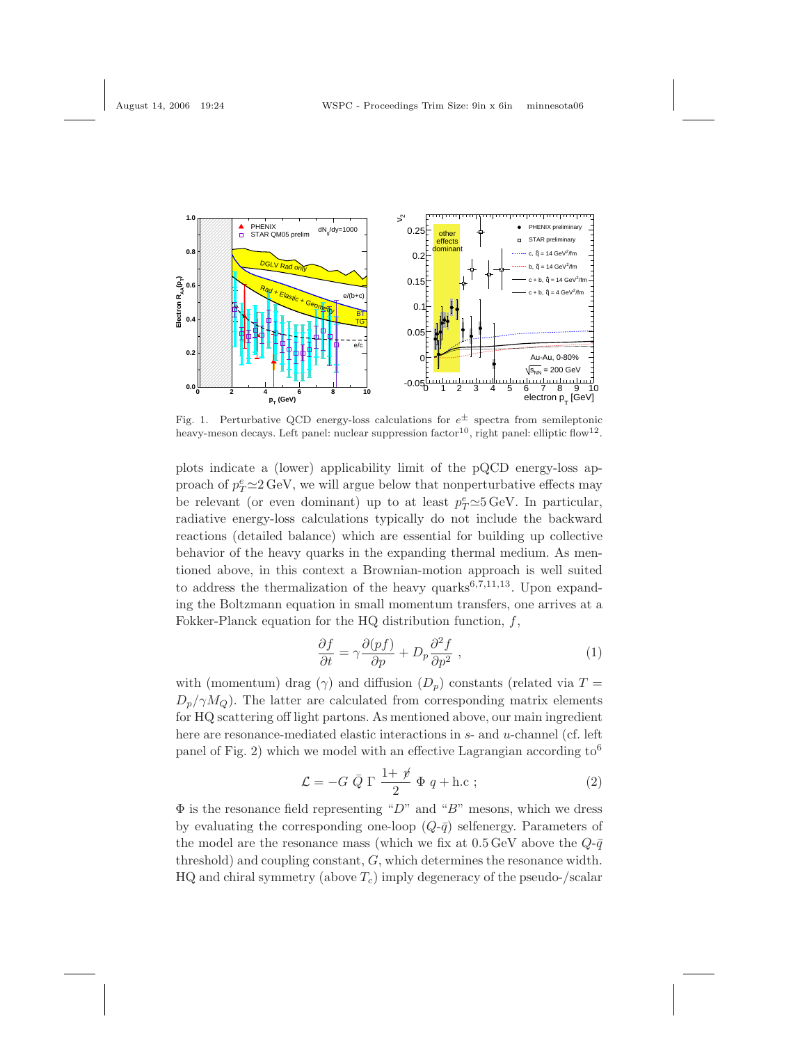Fig. 1. Perturbative QCD energy-loss calculations for $e^{\pm}$ spectra from semileptonic heavy-meson decays. Left panel: nuclear suppression factor[10], right panel: elliptic flow[12].

plots indicate a (lower) applicability limit of the pQCD energy-loss approach of $p_T^e \simeq 2\,\text{GeV}$, we will argue below that nonperturbative effects may be relevant (or even dominant) up to at least $p_T^e \simeq 5\,\text{GeV}$. In particular, radiative energy-loss calculations typically do not include the backward reactions (detailed balance) which are essential for building up collective behavior of the heavy quarks in the expanding thermal medium. As mentioned above, in this context a Brownian-motion approach is well suited to address the thermalization of the heavy quarks[6,7,11,13]. Upon expanding the Boltzmann equation in small momentum transfers, one arrives at a Fokker-Planck equation for the HQ distribution function, $f$,

$$\frac{\partial f}{\partial t} = \gamma \frac{\partial (pf)}{\partial p} + D_p \frac{\partial^2 f}{\partial p^2} \,, \tag{1}$$

with (momentum) drag ($\gamma$) and diffusion ($D_p$) constants (related via $T = D_p/\gamma M_Q$). The latter are calculated from corresponding matrix elements for HQ scattering off light partons. As mentioned above, our main ingredient here are resonance-mediated elastic interactions in $s$- and $u$-channel (cf. left panel of Fig. 2) which we model with an effective Lagrangian according to[6]

$$\mathcal{L} = -G\ \bar{Q}\ \Gamma\ \frac{1+\not{v}}{2}\ \Phi\ q + \text{h.c}\ ; \tag{2}$$

$\Phi$ is the resonance field representing "$D$" and "$B$" mesons, which we dress by evaluating the corresponding one-loop ($Q$-$\bar{q}$) selfenergy. Parameters of the model are the resonance mass (which we fix at 0.5 GeV above the $Q$-$\bar{q}$ threshold) and coupling constant, $G$, which determines the resonance width. HQ and chiral symmetry (above $T_c$) imply degeneracy of the pseudo-/scalar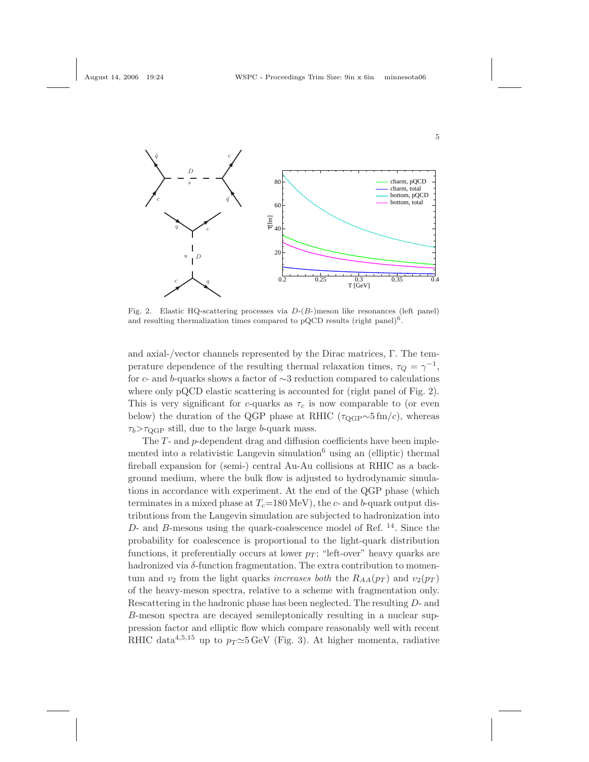Fig. 2. Elastic HQ-scattering processes via $D$-($B$-)meson like resonances (left panel) and resulting thermalization times compared to pQCD results (right panel)[6].

and axial-/vector channels represented by the Dirac matrices, $\Gamma$. The temperature dependence of the resulting thermal relaxation times, $\tau_Q = \gamma^{-1}$, for $c$- and $b$-quarks shows a factor of $\sim$3 reduction compared to calculations where only pQCD elastic scattering is accounted for (right panel of Fig. 2). This is very significant for $c$-quarks as $\tau_c$ is now comparable to (or even below) the duration of the QGP phase at RHIC ($\tau_{\rm QGP}{\sim}5\,{\rm fm}/c$), whereas $\tau_b{>}\tau_{\rm QGP}$ still, due to the large $b$-quark mass.

The $T$- and $p$-dependent drag and diffusion coefficients have been implemented into a relativistic Langevin simulation[6] using an (elliptic) thermal fireball expansion for (semi-) central Au-Au collisions at RHIC as a background medium, where the bulk flow is adjusted to hydrodynamic simulations in accordance with experiment. At the end of the QGP phase (which terminates in a mixed phase at $T_c$=180 MeV), the $c$- and $b$-quark output distributions from the Langevin simulation are subjected to hadronization into $D$- and $B$-mesons using the quark-coalescence model of Ref. [14]. Since the probability for coalescence is proportional to the light-quark distribution functions, it preferentially occurs at lower $p_T$; "left-over" heavy quarks are hadronized via $\delta$-function fragmentation. The extra contribution to momentum and $v_2$ from the light quarks *increases both* the $R_{AA}(p_T)$ and $v_2(p_T)$ of the heavy-meson spectra, relative to a scheme with fragmentation only. Rescattering in the hadronic phase has been neglected. The resulting $D$- and $B$-meson spectra are decayed semileptonically resulting in a nuclear suppression factor and elliptic flow which compare reasonably well with recent RHIC data[4,5,15] up to $p_T{\simeq}5\,$GeV (Fig. 3). At higher momenta, radiative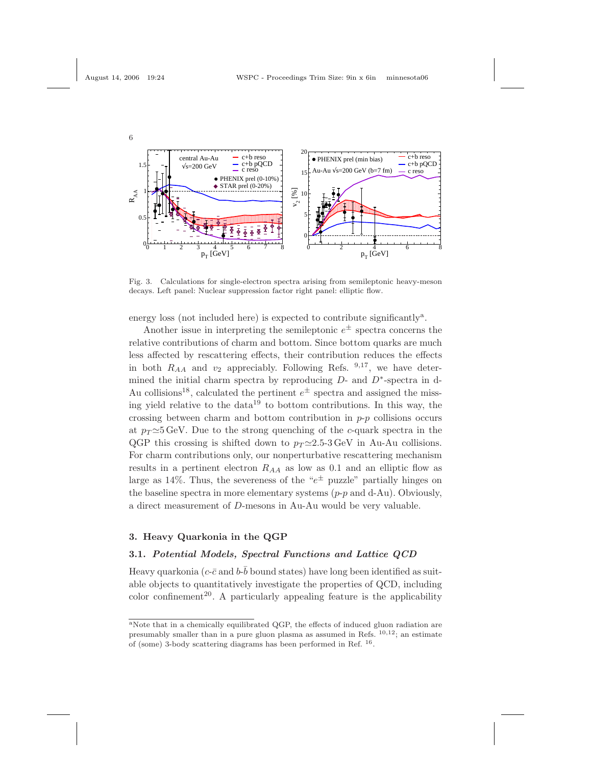Fig. 3. Calculations for single-electron spectra arising from semileptonic heavy-meson decays. Left panel: Nuclear suppression factor right panel: elliptic flow.

energy loss (not included here) is expected to contribute significantly[a].

Another issue in interpreting the semileptonic $e^{\pm}$ spectra concerns the relative contributions of charm and bottom. Since bottom quarks are much less affected by rescattering effects, their contribution reduces the effects in both $R_{AA}$ and $v_2$ appreciably. Following Refs. [9,17], we have determined the initial charm spectra by reproducing $D$- and $D^*$-spectra in d-Au collisions[18], calculated the pertinent $e^{\pm}$ spectra and assigned the missing yield relative to the data[19] to bottom contributions. In this way, the crossing between charm and bottom contribution in $p$-$p$ collisions occurs at $p_T \simeq 5$ GeV. Due to the strong quenching of the $c$-quark spectra in the QGP this crossing is shifted down to $p_T \simeq 2.5$-$3$ GeV in Au-Au collisions. For charm contributions only, our nonperturbative rescattering mechanism results in a pertinent electron $R_{AA}$ as low as 0.1 and an elliptic flow as large as 14%. Thus, the severeness of the "$e^{\pm}$ puzzle" partially hinges on the baseline spectra in more elementary systems ($p$-$p$ and d-Au). Obviously, a direct measurement of $D$-mesons in Au-Au would be very valuable.

## 3. Heavy Quarkonia in the QGP

### 3.1. *Potential Models, Spectral Functions and Lattice QCD*

Heavy quarkonia ($c$-$\bar{c}$ and $b$-$\bar{b}$ bound states) have long been identified as suitable objects to quantitatively investigate the properties of QCD, including color confinement[20]. A particularly appealing feature is the applicability

[a] Note that in a chemically equilibrated QGP, the effects of induced gluon radiation are presumably smaller than in a pure gluon plasma as assumed in Refs. [10,12]; an estimate of (some) 3-body scattering diagrams has been performed in Ref. [16].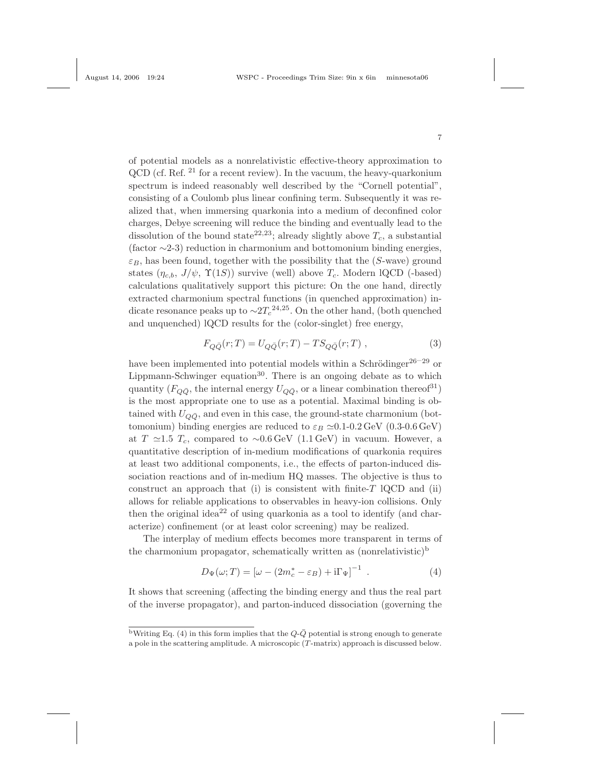of potential models as a nonrelativistic effective-theory approximation to QCD (cf. Ref. [21] for a recent review). In the vacuum, the heavy-quarkonium spectrum is indeed reasonably well described by the "Cornell potential", consisting of a Coulomb plus linear confining term. Subsequently it was realized that, when immersing quarkonia into a medium of deconfined color charges, Debye screening will reduce the binding and eventually lead to the dissolution of the bound state[22,23]; already slightly above $T_c$, a substantial (factor ~2-3) reduction in charmonium and bottomonium binding energies, $\varepsilon_B$, has been found, together with the possibility that the ($S$-wave) ground states ($\eta_{c,b}$, $J/\psi$, $\Upsilon(1S)$) survive (well) above $T_c$. Modern lQCD (-based) calculations qualitatively support this picture: On the one hand, directly extracted charmonium spectral functions (in quenched approximation) indicate resonance peaks up to $\sim 2T_c$[24,25]. On the other hand, (both quenched and unquenched) lQCD results for the (color-singlet) free energy,

$$F_{Q\bar{Q}}(r;T) = U_{Q\bar{Q}}(r;T) - TS_{Q\bar{Q}}(r;T) \ , \tag{3}$$

have been implemented into potential models within a Schrödinger[26−29] or Lippmann-Schwinger equation[30]. There is an ongoing debate as to which quantity ($F_{Q\bar{Q}}$, the internal energy $U_{Q\bar{Q}}$, or a linear combination thereof[31]) is the most appropriate one to use as a potential. Maximal binding is obtained with $U_{Q\bar{Q}}$, and even in this case, the ground-state charmonium (bottomonium) binding energies are reduced to $\varepsilon_B \simeq$0.1-0.2 GeV (0.3-0.6 GeV) at $T \simeq 1.5\ T_c$, compared to $\sim$0.6 GeV (1.1 GeV) in vacuum. However, a quantitative description of in-medium modifications of quarkonia requires at least two additional components, i.e., the effects of parton-induced dissociation reactions and of in-medium HQ masses. The objective is thus to construct an approach that (i) is consistent with finite-$T$ lQCD and (ii) allows for reliable applications to observables in heavy-ion collisions. Only then the original idea[22] of using quarkonia as a tool to identify (and characterize) confinement (or at least color screening) may be realized.

The interplay of medium effects becomes more transparent in terms of the charmonium propagator, schematically written as (nonrelativistic)[b]

$$D_\Psi(\omega;T) = \left[\omega - (2m_c^* - \varepsilon_B) + \mathrm{i}\Gamma_\Psi\right]^{-1} \ . \tag{4}$$

It shows that screening (affecting the binding energy and thus the real part of the inverse propagator), and parton-induced dissociation (governing the

[b] Writing Eq. (4) in this form implies that the $Q$-$\bar{Q}$ potential is strong enough to generate a pole in the scattering amplitude. A microscopic ($T$-matrix) approach is discussed below.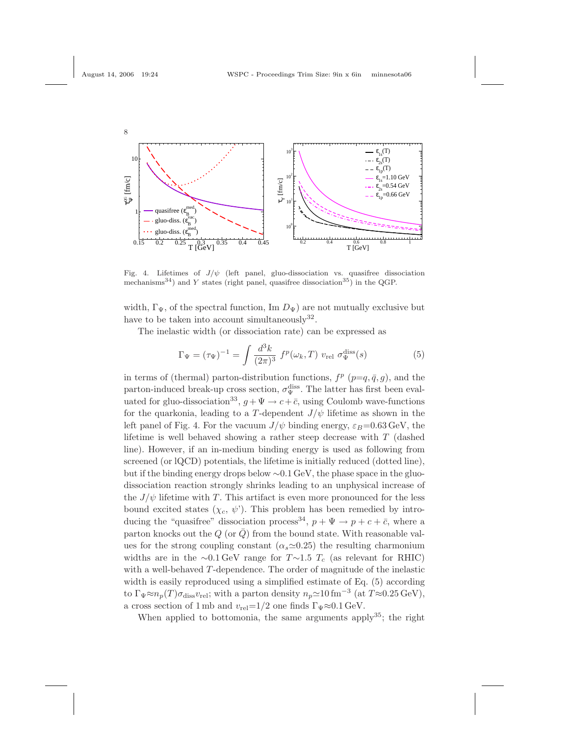Fig. 4. Lifetimes of $J/\psi$ (left panel, gluo-dissociation vs. quasifree dissociation mechanisms[34]) and $\Upsilon$ states (right panel, quasifree dissociation[35]) in the QGP.

width, $\Gamma_\Psi$, of the spectral function, Im $D_\Psi$) are not mutually exclusive but have to be taken into account simultaneously[32].

The inelastic width (or dissociation rate) can be expressed as

$$\Gamma_\Psi = (\tau_\Psi)^{-1} = \int \frac{d^3k}{(2\pi)^3} \; f^p(\omega_k, T) \; v_{\rm rel} \; \sigma_\Psi^{\rm diss}(s) \tag{5}$$

in terms of (thermal) parton-distribution functions, $f^p$ ($p$=$q, \bar{q}, g$), and the parton-induced break-up cross section, $\sigma_\Psi^{\rm diss}$. The latter has first been evaluated for gluo-dissociation[33], $g + \Psi \to c + \bar{c}$, using Coulomb wave-functions for the quarkonia, leading to a $T$-dependent $J/\psi$ lifetime as shown in the left panel of Fig. 4. For the vacuum $J/\psi$ binding energy, $\varepsilon_B$=0.63 GeV, the lifetime is well behaved showing a rather steep decrease with $T$ (dashed line). However, if an in-medium binding energy is used as following from screened (or lQCD) potentials, the lifetime is initially reduced (dotted line), but if the binding energy drops below $\sim$0.1 GeV, the phase space in the gluo-dissociation reaction strongly shrinks leading to an unphysical increase of the $J/\psi$ lifetime with $T$. This artifact is even more pronounced for the less bound excited states ($\chi_c$, $\psi$'). This problem has been remedied by introducing the "quasifree" dissociation process[34], $p + \Psi \to p + c + \bar{c}$, where a parton knocks out the $Q$ (or $\bar{Q}$) from the bound state. With reasonable values for the strong coupling constant ($\alpha_s \simeq 0.25$) the resulting charmonium widths are in the $\sim$0.1 GeV range for $T \sim 1.5 \; T_c$ (as relevant for RHIC) with a well-behaved $T$-dependence. The order of magnitude of the inelastic width is easily reproduced using a simplified estimate of Eq. (5) according to $\Gamma_\Psi \approx n_p(T) \sigma_{\rm diss} v_{\rm rel}$; with a parton density $n_p \simeq 10 \, {\rm fm}^{-3}$ (at $T \approx 0.25$ GeV), a cross section of 1 mb and $v_{\rm rel}$=1/2 one finds $\Gamma_\Psi \approx 0.1$ GeV.

When applied to bottomonia, the same arguments apply[35]; the right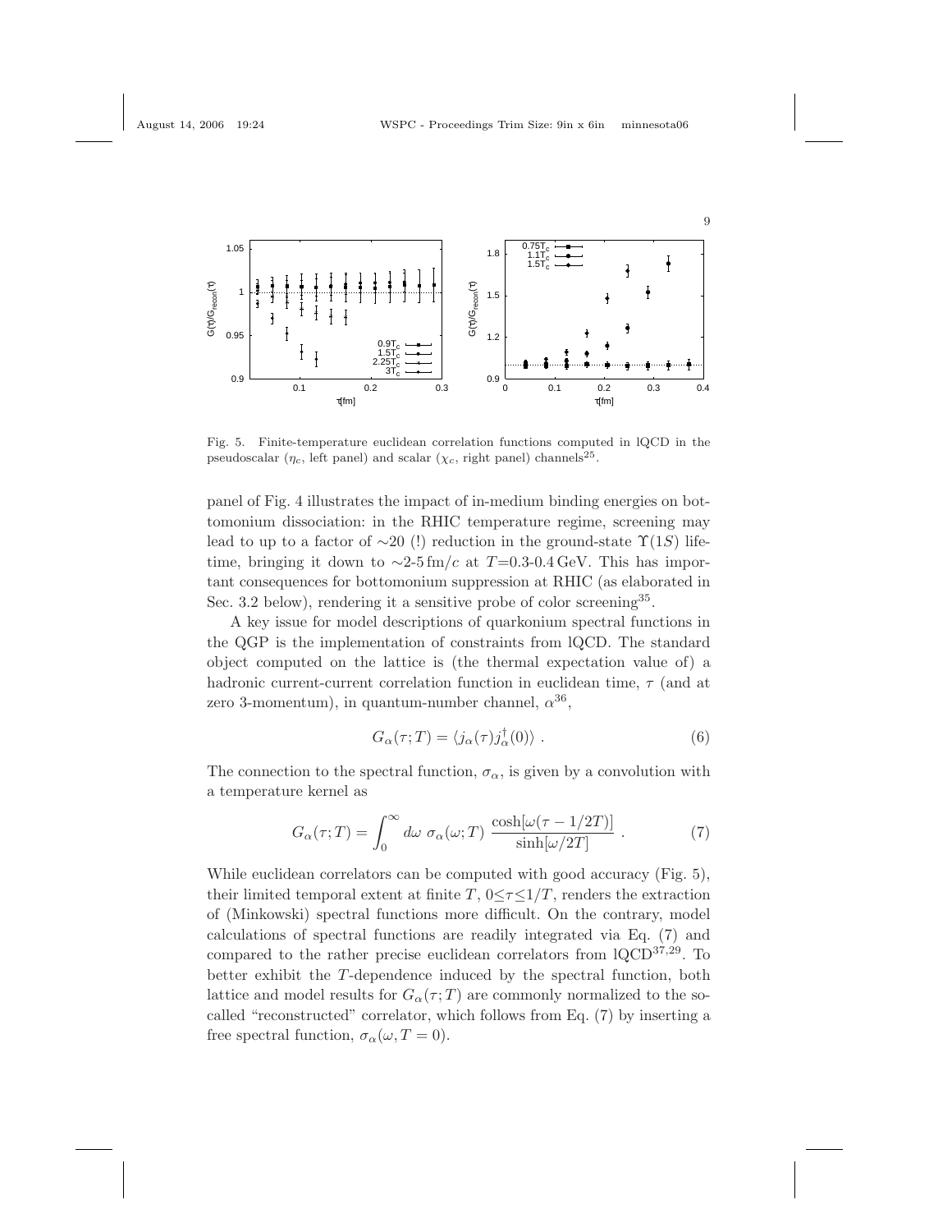Fig. 5. Finite-temperature euclidean correlation functions computed in lQCD in the pseudoscalar ($\eta_c$, left panel) and scalar ($\chi_c$, right panel) channels[25].

panel of Fig. 4 illustrates the impact of in-medium binding energies on bottomonium dissociation: in the RHIC temperature regime, screening may lead to up to a factor of ∼20 (!) reduction in the ground-state $\Upsilon(1S)$ lifetime, bringing it down to ∼2-5 fm/$c$ at $T$=0.3-0.4 GeV. This has important consequences for bottomonium suppression at RHIC (as elaborated in Sec. 3.2 below), rendering it a sensitive probe of color screening[35].

A key issue for model descriptions of quarkonium spectral functions in the QGP is the implementation of constraints from lQCD. The standard object computed on the lattice is (the thermal expectation value of) a hadronic current-current correlation function in euclidean time, $\tau$ (and at zero 3-momentum), in quantum-number channel, $\alpha$[36],

$$G_\alpha(\tau;T) = \langle j_\alpha(\tau) j_\alpha^\dagger(0) \rangle \ . \tag{6}$$

The connection to the spectral function, $\sigma_\alpha$, is given by a convolution with a temperature kernel as

$$G_\alpha(\tau;T) = \int_0^\infty d\omega \ \sigma_\alpha(\omega;T) \ \frac{\cosh[\omega(\tau - 1/2T)]}{\sinh[\omega/2T]} \ . \tag{7}$$

While euclidean correlators can be computed with good accuracy (Fig. 5), their limited temporal extent at finite $T$, $0 \leq \tau \leq 1/T$, renders the extraction of (Minkowski) spectral functions more difficult. On the contrary, model calculations of spectral functions are readily integrated via Eq. (7) and compared to the rather precise euclidean correlators from lQCD[37,29]. To better exhibit the $T$-dependence induced by the spectral function, both lattice and model results for $G_\alpha(\tau;T)$ are commonly normalized to the so-called "reconstructed" correlator, which follows from Eq. (7) by inserting a free spectral function, $\sigma_\alpha(\omega, T = 0)$.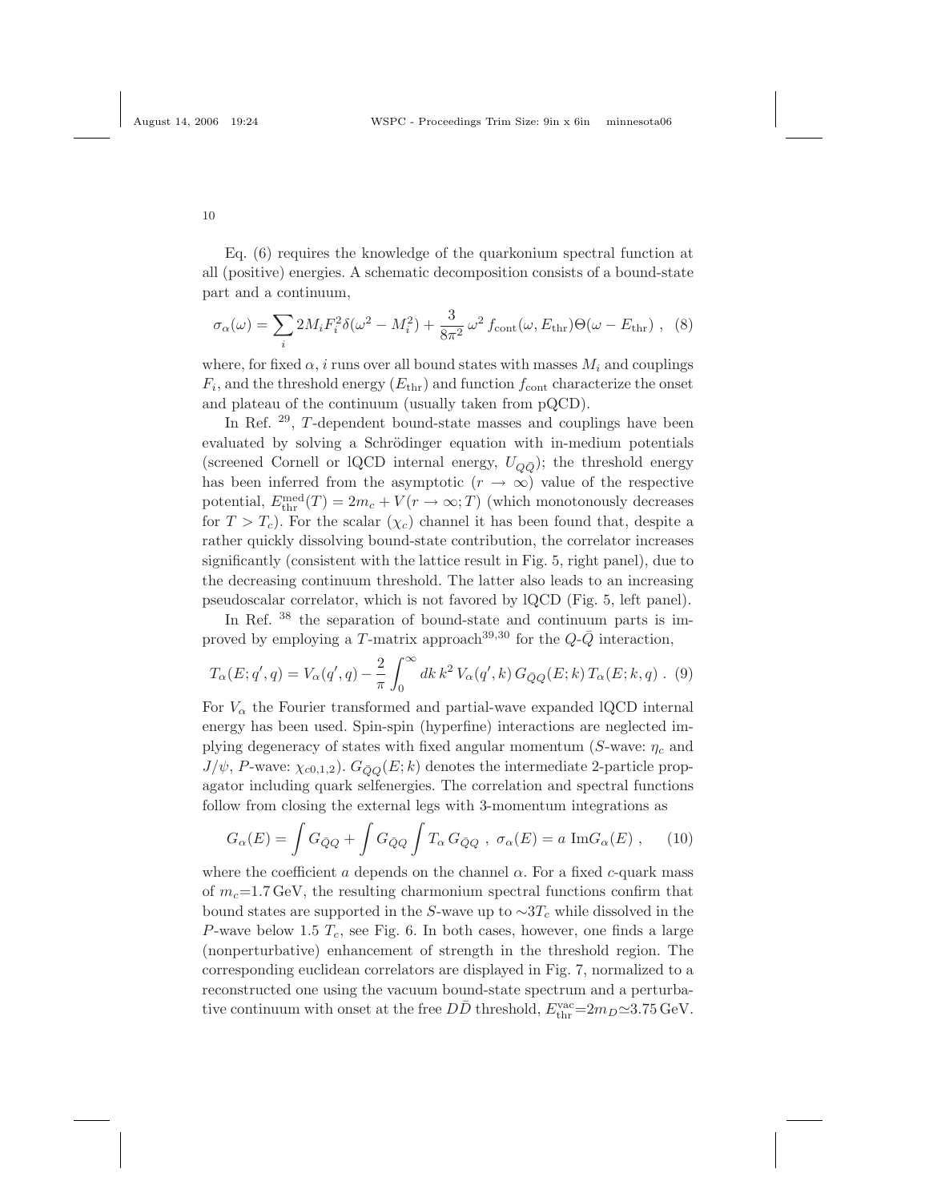Eq. (6) requires the knowledge of the quarkonium spectral function at all (positive) energies. A schematic decomposition consists of a bound-state part and a continuum,

$$\sigma_\alpha(\omega) = \sum_i 2M_i F_i^2 \delta(\omega^2 - M_i^2) + \frac{3}{8\pi^2}\,\omega^2 \, f_{\rm cont}(\omega, E_{\rm thr})\Theta(\omega - E_{\rm thr}) \ , \quad (8)$$

where, for fixed $\alpha$, $i$ runs over all bound states with masses $M_i$ and couplings $F_i$, and the threshold energy ($E_{\rm thr}$) and function $f_{\rm cont}$ characterize the onset and plateau of the continuum (usually taken from pQCD).

In Ref. [29], $T$-dependent bound-state masses and couplings have been evaluated by solving a Schrödinger equation with in-medium potentials (screened Cornell or lQCD internal energy, $U_{Q\bar{Q}}$); the threshold energy has been inferred from the asymptotic ($r \to \infty$) value of the respective potential, $E_{\rm thr}^{\rm med}(T) = 2m_c + V(r \to \infty; T)$ (which monotonously decreases for $T > T_c$). For the scalar ($\chi_c$) channel it has been found that, despite a rather quickly dissolving bound-state contribution, the correlator increases significantly (consistent with the lattice result in Fig. 5, right panel), due to the decreasing continuum threshold. The latter also leads to an increasing pseudoscalar correlator, which is not favored by lQCD (Fig. 5, left panel).

In Ref. [38] the separation of bound-state and continuum parts is improved by employing a $T$-matrix approach[39,30] for the $Q$-$\bar{Q}$ interaction,

$$T_\alpha(E; q', q) = V_\alpha(q', q) - \frac{2}{\pi} \int_0^\infty dk\, k^2\, V_\alpha(q', k)\, G_{\bar{Q}Q}(E; k)\, T_\alpha(E; k, q) \ . \quad (9)$$

For $V_\alpha$ the Fourier transformed and partial-wave expanded lQCD internal energy has been used. Spin-spin (hyperfine) interactions are neglected implying degeneracy of states with fixed angular momentum ($S$-wave: $\eta_c$ and $J/\psi$, $P$-wave: $\chi_{c0,1,2}$). $G_{\bar{Q}Q}(E; k)$ denotes the intermediate 2-particle propagator including quark selfenergies. The correlation and spectral functions follow from closing the external legs with 3-momentum integrations as

$$G_\alpha(E) = \int G_{\bar{Q}Q} + \int G_{\bar{Q}Q} \int T_\alpha\, G_{\bar{Q}Q} \ , \ \sigma_\alpha(E) = a \ {\rm Im} G_\alpha(E) \ , \quad (10)$$

where the coefficient $a$ depends on the channel $\alpha$. For a fixed $c$-quark mass of $m_c$=1.7 GeV, the resulting charmonium spectral functions confirm that bound states are supported in the $S$-wave up to $\sim 3T_c$ while dissolved in the $P$-wave below 1.5 $T_c$, see Fig. 6. In both cases, however, one finds a large (nonperturbative) enhancement of strength in the threshold region. The corresponding euclidean correlators are displayed in Fig. 7, normalized to a reconstructed one using the vacuum bound-state spectrum and a perturbative continuum with onset at the free $D\bar{D}$ threshold, $E_{\rm thr}^{\rm vac}$=$2m_D \simeq 3.75$ GeV.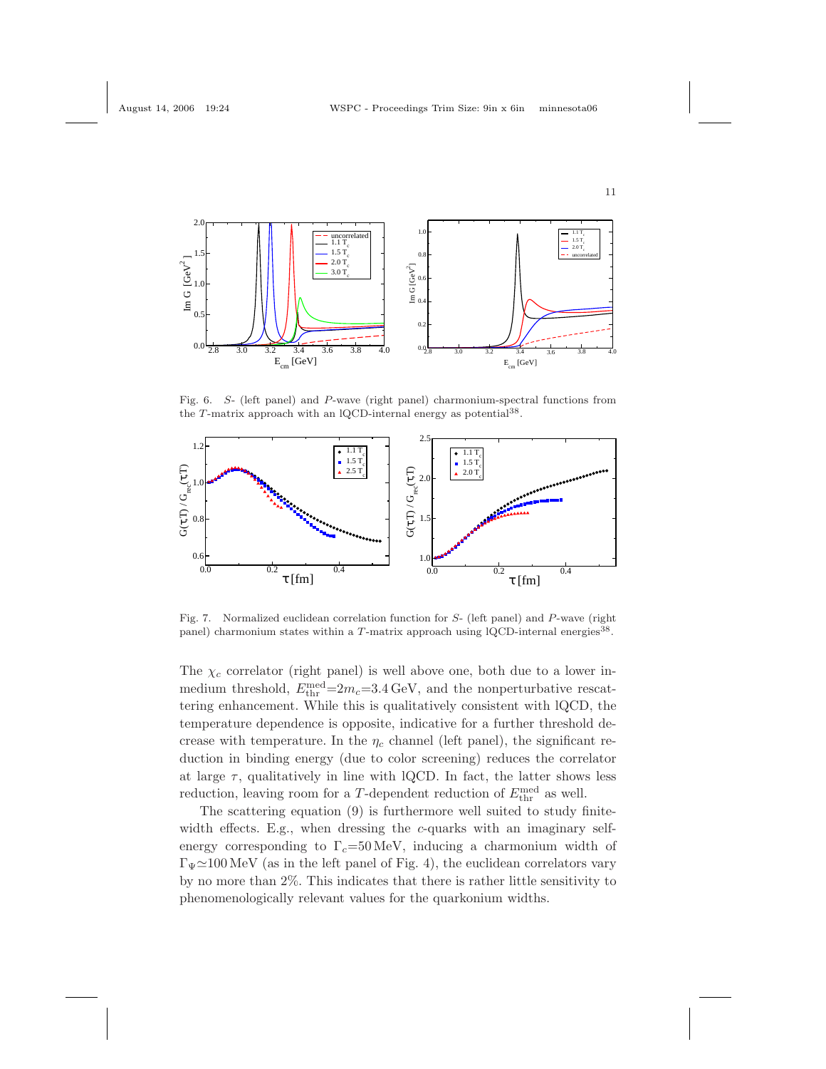Fig. 6. *S*- (left panel) and *P*-wave (right panel) charmonium-spectral functions from the *T*-matrix approach with an lQCD-internal energy as potential[38].

Fig. 7. Normalized euclidean correlation function for *S*- (left panel) and *P*-wave (right panel) charmonium states within a *T*-matrix approach using lQCD-internal energies[38].

The $\chi_c$ correlator (right panel) is well above one, both due to a lower in-medium threshold, $E_{\rm thr}^{\rm med}$=$2m_c$=3.4 GeV, and the nonperturbative rescattering enhancement. While this is qualitatively consistent with lQCD, the temperature dependence is opposite, indicative for a further threshold decrease with temperature. In the $\eta_c$ channel (left panel), the significant reduction in binding energy (due to color screening) reduces the correlator at large $\tau$, qualitatively in line with lQCD. In fact, the latter shows less reduction, leaving room for a $T$-dependent reduction of $E_{\rm thr}^{\rm med}$ as well.

The scattering equation (9) is furthermore well suited to study finite-width effects. E.g., when dressing the $c$-quarks with an imaginary self-energy corresponding to $\Gamma_c$=50 MeV, inducing a charmonium width of $\Gamma_\Psi$≃100 MeV (as in the left panel of Fig. 4), the euclidean correlators vary by no more than 2%. This indicates that there is rather little sensitivity to phenomenologically relevant values for the quarkonium widths.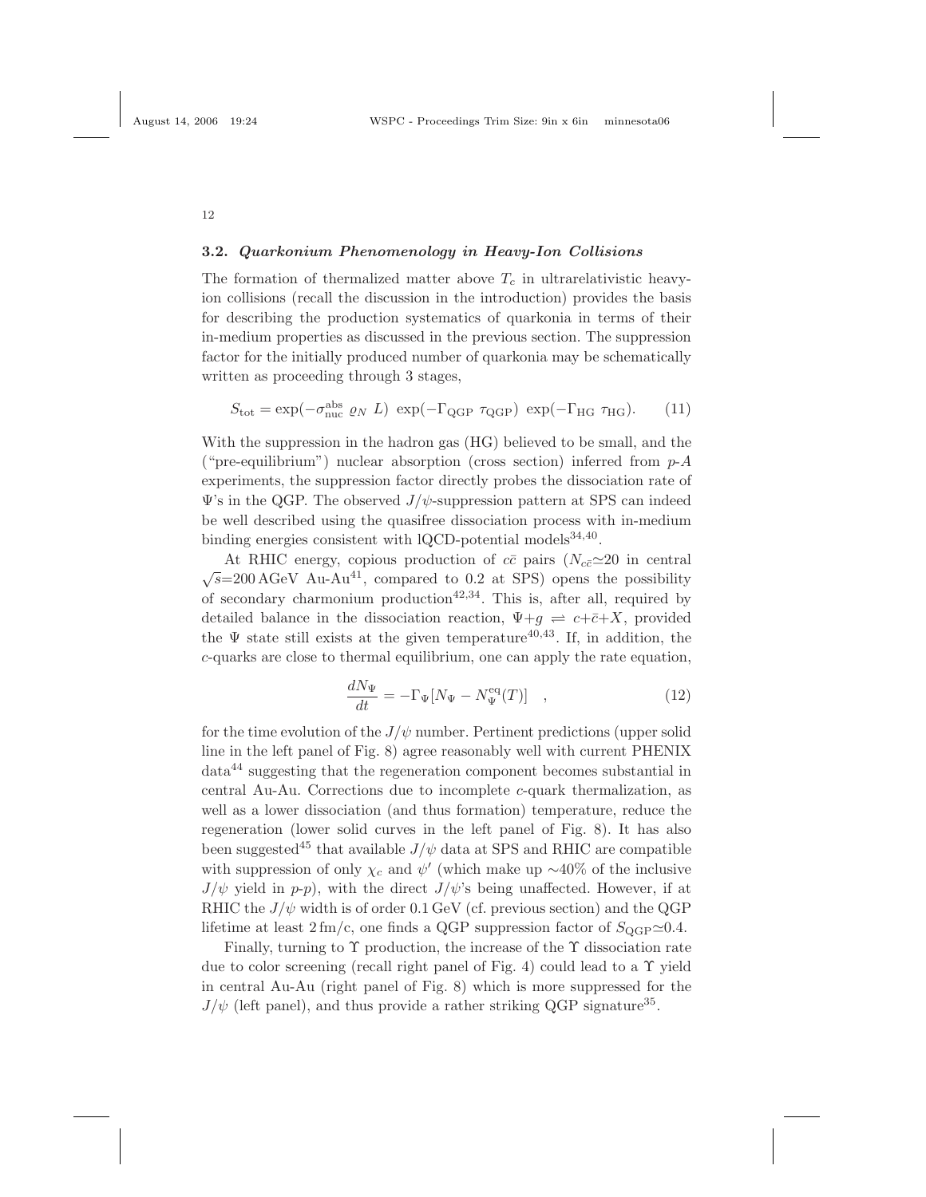### 3.2. *Quarkonium Phenomenology in Heavy-Ion Collisions*

The formation of thermalized matter above $T_c$ in ultrarelativistic heavy-ion collisions (recall the discussion in the introduction) provides the basis for describing the production systematics of quarkonia in terms of their in-medium properties as discussed in the previous section. The suppression factor for the initially produced number of quarkonia may be schematically written as proceeding through 3 stages,

$$S_{\rm tot} = \exp(-\sigma^{\rm abs}_{\rm nuc}\ \varrho_N\ L)\ \exp(-\Gamma_{\rm QGP}\ \tau_{\rm QGP})\ \exp(-\Gamma_{\rm HG}\ \tau_{\rm HG}). \qquad (11)$$

With the suppression in the hadron gas (HG) believed to be small, and the ("pre-equilibrium") nuclear absorption (cross section) inferred from $p$-$A$ experiments, the suppression factor directly probes the dissociation rate of $\Psi$'s in the QGP. The observed $J/\psi$-suppression pattern at SPS can indeed be well described using the quasifree dissociation process with in-medium binding energies consistent with lQCD-potential models[34,40].

At RHIC energy, copious production of $c\bar{c}$ pairs ($N_{c\bar{c}}\simeq 20$ in central $\sqrt{s}$=200 AGeV Au-Au[41], compared to 0.2 at SPS) opens the possibility of secondary charmonium production[42,34]. This is, after all, required by detailed balance in the dissociation reaction, $\Psi+g \rightleftharpoons c+\bar{c}+X$, provided the $\Psi$ state still exists at the given temperature[40,43]. If, in addition, the $c$-quarks are close to thermal equilibrium, one can apply the rate equation,

$$\frac{dN_\Psi}{dt} = -\Gamma_\Psi [N_\Psi - N_\Psi^{\rm eq}(T)] \quad , \qquad (12)$$

for the time evolution of the $J/\psi$ number. Pertinent predictions (upper solid line in the left panel of Fig. 8) agree reasonably well with current PHENIX data[44] suggesting that the regeneration component becomes substantial in central Au-Au. Corrections due to incomplete $c$-quark thermalization, as well as a lower dissociation (and thus formation) temperature, reduce the regeneration (lower solid curves in the left panel of Fig. 8). It has also been suggested[45] that available $J/\psi$ data at SPS and RHIC are compatible with suppression of only $\chi_c$ and $\psi'$ (which make up $\sim$40% of the inclusive $J/\psi$ yield in $p$-$p$), with the direct $J/\psi$'s being unaffected. However, if at RHIC the $J/\psi$ width is of order 0.1 GeV (cf. previous section) and the QGP lifetime at least 2 fm/c, one finds a QGP suppression factor of $S_{\rm QGP}\simeq 0.4$.

Finally, turning to $\Upsilon$ production, the increase of the $\Upsilon$ dissociation rate due to color screening (recall right panel of Fig. 4) could lead to a $\Upsilon$ yield in central Au-Au (right panel of Fig. 8) which is more suppressed for the $J/\psi$ (left panel), and thus provide a rather striking QGP signature[35].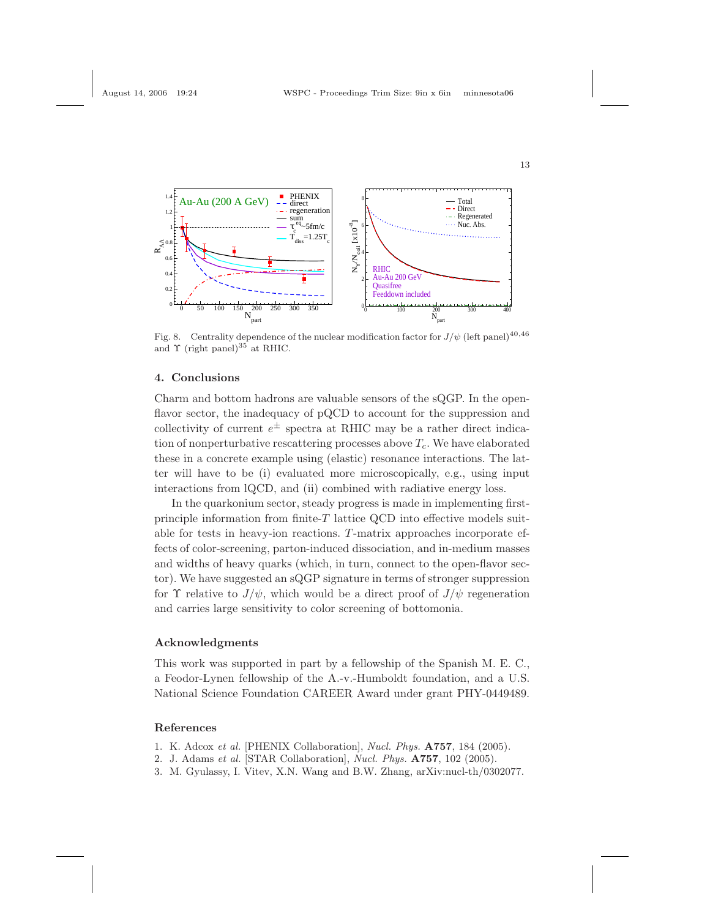Fig. 8. Centrality dependence of the nuclear modification factor for $J/\psi$ (left panel)[40,46] and $\Upsilon$ (right panel)[35] at RHIC.

## 4. Conclusions

Charm and bottom hadrons are valuable sensors of the sQGP. In the open-flavor sector, the inadequacy of pQCD to account for the suppression and collectivity of current $e^{\pm}$ spectra at RHIC may be a rather direct indication of nonperturbative rescattering processes above $T_c$. We have elaborated these in a concrete example using (elastic) resonance interactions. The latter will have to be (i) evaluated more microscopically, e.g., using input interactions from lQCD, and (ii) combined with radiative energy loss.

In the quarkonium sector, steady progress is made in implementing first-principle information from finite-$T$ lattice QCD into effective models suitable for tests in heavy-ion reactions. $T$-matrix approaches incorporate effects of color-screening, parton-induced dissociation, and in-medium masses and widths of heavy quarks (which, in turn, connect to the open-flavor sector). We have suggested an sQGP signature in terms of stronger suppression for $\Upsilon$ relative to $J/\psi$, which would be a direct proof of $J/\psi$ regeneration and carries large sensitivity to color screening of bottomonia.

### Acknowledgments

This work was supported in part by a fellowship of the Spanish M. E. C., a Feodor-Lynen fellowship of the A.-v.-Humboldt foundation, and a U.S. National Science Foundation CAREER Award under grant PHY-0449489.

### References

1. K. Adcox *et al.* [PHENIX Collaboration], *Nucl. Phys.* **A757**, 184 (2005).
2. J. Adams *et al.* [STAR Collaboration], *Nucl. Phys.* **A757**, 102 (2005).
3. M. Gyulassy, I. Vitev, X.N. Wang and B.W. Zhang, arXiv:nucl-th/0302077.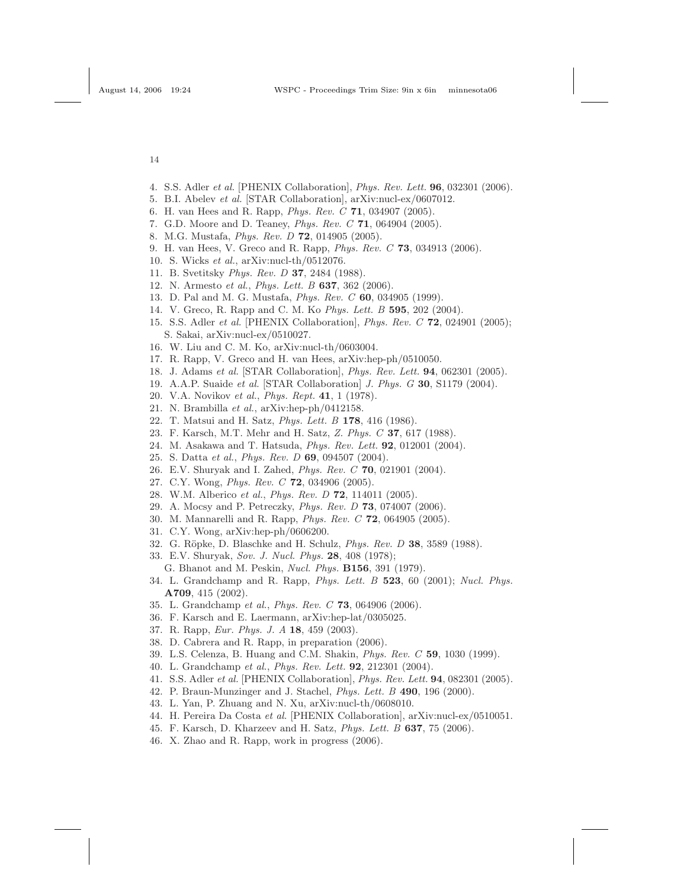4. S.S. Adler *et al.* [PHENIX Collaboration], *Phys. Rev. Lett.* **96**, 032301 (2006).
5. B.I. Abelev *et al.* [STAR Collaboration], arXiv:nucl-ex/0607012.
6. H. van Hees and R. Rapp, *Phys. Rev. C* **71**, 034907 (2005).
7. G.D. Moore and D. Teaney, *Phys. Rev. C* **71**, 064904 (2005).
8. M.G. Mustafa, *Phys. Rev. D* **72**, 014905 (2005).
9. H. van Hees, V. Greco and R. Rapp, *Phys. Rev. C* **73**, 034913 (2006).
10. S. Wicks *et al.*, arXiv:nucl-th/0512076.
11. B. Svetitsky *Phys. Rev. D* **37**, 2484 (1988).
12. N. Armesto *et al.*, *Phys. Lett. B* **637**, 362 (2006).
13. D. Pal and M. G. Mustafa, *Phys. Rev. C* **60**, 034905 (1999).
14. V. Greco, R. Rapp and C. M. Ko *Phys. Lett. B* **595**, 202 (2004).
15. S.S. Adler *et al.* [PHENIX Collaboration], *Phys. Rev. C* **72**, 024901 (2005); S. Sakai, arXiv:nucl-ex/0510027.
16. W. Liu and C. M. Ko, arXiv:nucl-th/0603004.
17. R. Rapp, V. Greco and H. van Hees, arXiv:hep-ph/0510050.
18. J. Adams *et al.* [STAR Collaboration], *Phys. Rev. Lett.* **94**, 062301 (2005).
19. A.A.P. Suaide *et al.* [STAR Collaboration] *J. Phys. G* **30**, S1179 (2004).
20. V.A. Novikov *et al.*, *Phys. Rept.* **41**, 1 (1978).
21. N. Brambilla *et al.*, arXiv:hep-ph/0412158.
22. T. Matsui and H. Satz, *Phys. Lett. B* **178**, 416 (1986).
23. F. Karsch, M.T. Mehr and H. Satz, *Z. Phys. C* **37**, 617 (1988).
24. M. Asakawa and T. Hatsuda, *Phys. Rev. Lett.* **92**, 012001 (2004).
25. S. Datta *et al.*, *Phys. Rev. D* **69**, 094507 (2004).
26. E.V. Shuryak and I. Zahed, *Phys. Rev. C* **70**, 021901 (2004).
27. C.Y. Wong, *Phys. Rev. C* **72**, 034906 (2005).
28. W.M. Alberico *et al.*, *Phys. Rev. D* **72**, 114011 (2005).
29. A. Mocsy and P. Petreczky, *Phys. Rev. D* **73**, 074007 (2006).
30. M. Mannarelli and R. Rapp, *Phys. Rev. C* **72**, 064905 (2005).
31. C.Y. Wong, arXiv:hep-ph/0606200.
32. G. Röpke, D. Blaschke and H. Schulz, *Phys. Rev. D* **38**, 3589 (1988).
33. E.V. Shuryak, *Sov. J. Nucl. Phys.* **28**, 408 (1978); G. Bhanot and M. Peskin, *Nucl. Phys.* **B156**, 391 (1979).
34. L. Grandchamp and R. Rapp, *Phys. Lett. B* **523**, 60 (2001); *Nucl. Phys.* **A709**, 415 (2002).
35. L. Grandchamp *et al.*, *Phys. Rev. C* **73**, 064906 (2006).
36. F. Karsch and E. Laermann, arXiv:hep-lat/0305025.
37. R. Rapp, *Eur. Phys. J. A* **18**, 459 (2003).
38. D. Cabrera and R. Rapp, in preparation (2006).
39. L.S. Celenza, B. Huang and C.M. Shakin, *Phys. Rev. C* **59**, 1030 (1999).
40. L. Grandchamp *et al.*, *Phys. Rev. Lett.* **92**, 212301 (2004).
41. S.S. Adler *et al.* [PHENIX Collaboration], *Phys. Rev. Lett.* **94**, 082301 (2005).
42. P. Braun-Munzinger and J. Stachel, *Phys. Lett. B* **490**, 196 (2000).
43. L. Yan, P. Zhuang and N. Xu, arXiv:nucl-th/0608010.
44. H. Pereira Da Costa *et al.* [PHENIX Collaboration], arXiv:nucl-ex/0510051.
45. F. Karsch, D. Kharzeev and H. Satz, *Phys. Lett. B* **637**, 75 (2006).
46. X. Zhao and R. Rapp, work in progress (2006).